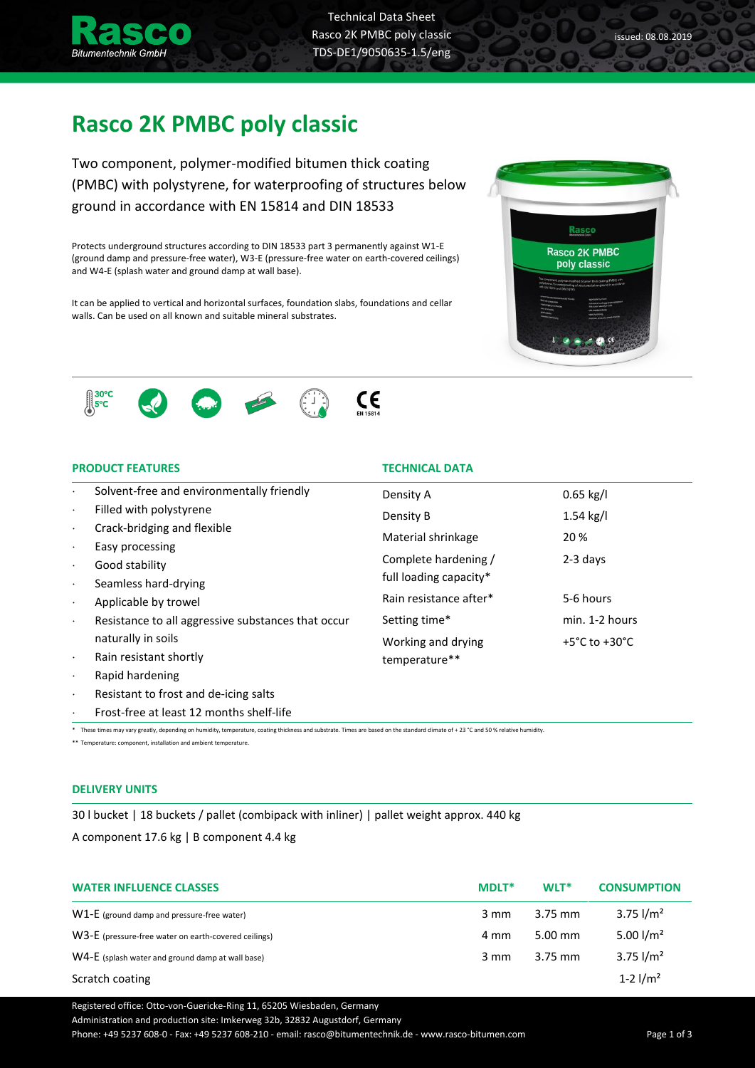# Rasco 2K PMBC poly classic

Two component, polymer-modified bitumen thick coating (PMBC) with polystyrene, for waterproofing of structures below ground in accordance with EN 15814 and DIN 18533

Protects underground structures according to DIN 18533 part 3 permanently against W1-E (ground damp and pressure-free water), W3-E (pressure-free water on earth-covered ceilings) and W4-E (splash water and ground damp at wall base).

It can be applied to vertical and horizontal surfaces, foundation slabs, foundations and cellar walls. Can be used on all known and suitable mineral substrates.

### PRODUCT FEATURES

- Solvent-free and environmentally friendly
- Filled with polystyrene
- Crack-bridging and flexible
- Easy processing
- Good stability
- Seamless hard-drying
- Applicable by trowel
- Resistance to all aggressive substances that occur naturally in soils
- Rain resistant shortly
- Rapid hardening
- Resistant to frost and de-icing salts
- Frost-free at least 12 months shelf-life

### TECHNICAL DATA

| | |
|---|---|
| Density A | 0.65 kg/l |
| Density B | 1.54 kg/l |
| Material shrinkage | 20 % |
| Complete hardening / full loading capacity* | 2-3 days |
| Rain resistance after* | 5-6 hours |
| Setting time* | min. 1-2 hours |
| Working and drying temperature** | +5°C to +30°C |

\* These times may vary greatly, depending on humidity, temperature, coating thickness and substrate. Times are based on the standard climate of + 23 °C and 50 % relative humidity.

\*\* Temperature: component, installation and ambient temperature.

### DELIVERY UNITS

30 l bucket | 18 buckets / pallet (combipack with inliner) | pallet weight approx. 440 kg

A component 17.6 kg | B component 4.4 kg

| WATER INFLUENCE CLASSES | MDLT* | WLT* | CONSUMPTION |
|---|---|---|---|
| W1-E (ground damp and pressure-free water) | 3 mm | 3.75 mm | 3.75 l/m² |
| W3-E (pressure-free water on earth-covered ceilings) | 4 mm | 5.00 mm | 5.00 l/m² |
| W4-E (splash water and ground damp at wall base) | 3 mm | 3.75 mm | 3.75 l/m² |
| Scratch coating | | | 1-2 l/m² |

Registered office: Otto-von-Guericke-Ring 11, 65205 Wiesbaden, Germany
Administration and production site: Imkerweg 32b, 32832 Augustdorf, Germany
Phone: +49 5237 608-0 - Fax: +49 5237 608-210 - email: rasco@bitumentechnik.de - www.rasco-bitumen.com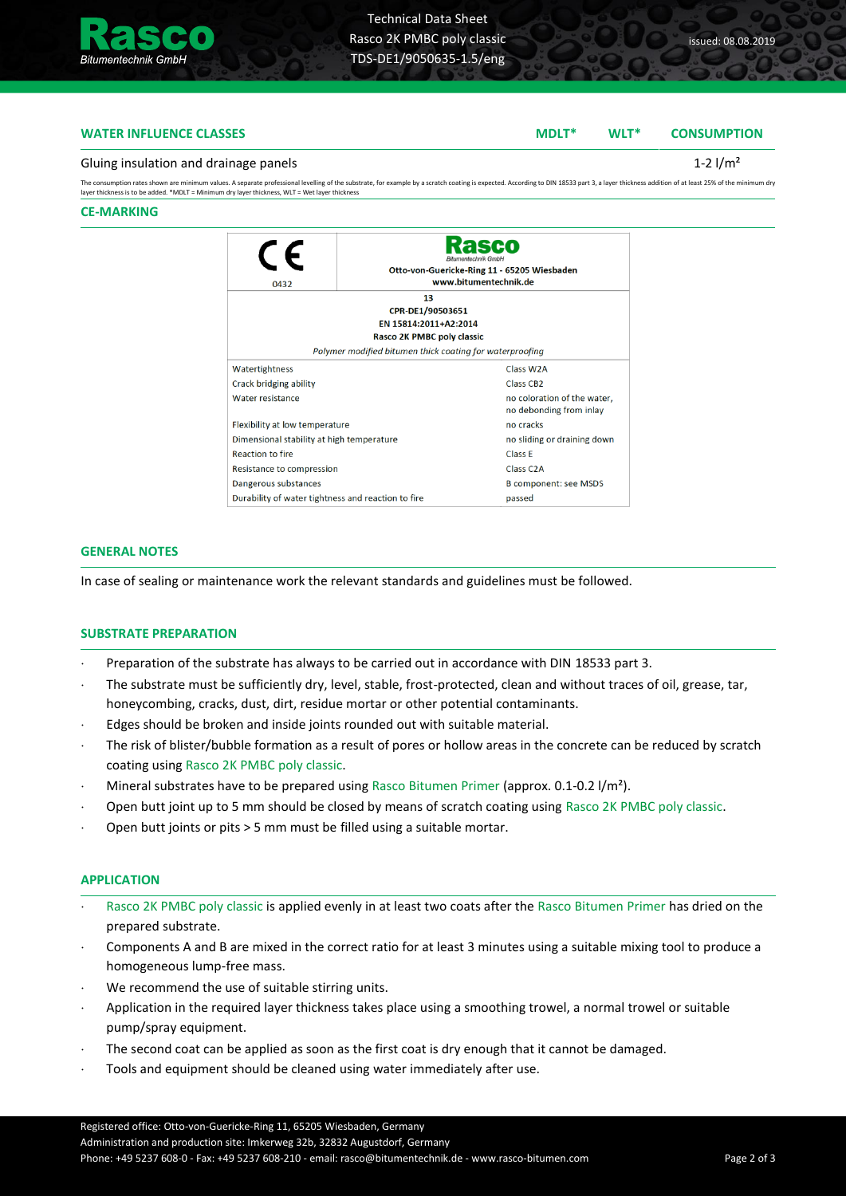## WATER INFLUENCE CLASSES

| WATER INFLUENCE CLASSES | MDLT* | WLT* | CONSUMPTION |
|---|---|---|---|
| Gluing insulation and drainage panels | | | 1-2 l/m² |

The consumption rates shown are minimum values. A separate professional levelling of the substrate, for example by a scratch coating is expected. According to DIN 18533 part 3, a layer thickness addition of at least 25% of the minimum dry layer thickness is to be added. *MDLT = Minimum dry layer thickness, WLT = Wet layer thickness

## CE-MARKING

| CE 0432 | Rasco Bitumentechnik GmbH<br>Otto-von-Guericke-Ring 11 - 65205 Wiesbaden<br>www.bitumentechnik.de |
|---|---|
| 13<br>CPR-DE1/90503651<br>EN 15814:2011+A2:2014<br>Rasco 2K PMBC poly classic<br>*Polymer modified bitumen thick coating for waterproofing* | |
| Watertightness | Class W2A |
| Crack bridging ability | Class CB2 |
| Water resistance | no coloration of the water, no debonding from inlay |
| Flexibility at low temperature | no cracks |
| Dimensional stability at high temperature | no sliding or draining down |
| Reaction to fire | Class E |
| Resistance to compression | Class C2A |
| Dangerous substances | B component: see MSDS |
| Durability of water tightness and reaction to fire | passed |

## GENERAL NOTES

In case of sealing or maintenance work the relevant standards and guidelines must be followed.

## SUBSTRATE PREPARATION

- Preparation of the substrate has always to be carried out in accordance with DIN 18533 part 3.
- The substrate must be sufficiently dry, level, stable, frost-protected, clean and without traces of oil, grease, tar, honeycombing, cracks, dust, dirt, residue mortar or other potential contaminants.
- Edges should be broken and inside joints rounded out with suitable material.
- The risk of blister/bubble formation as a result of pores or hollow areas in the concrete can be reduced by scratch coating using Rasco 2K PMBC poly classic.
- Mineral substrates have to be prepared using Rasco Bitumen Primer (approx. 0.1-0.2 l/m²).
- Open butt joint up to 5 mm should be closed by means of scratch coating using Rasco 2K PMBC poly classic.
- Open butt joints or pits > 5 mm must be filled using a suitable mortar.

## APPLICATION

- Rasco 2K PMBC poly classic is applied evenly in at least two coats after the Rasco Bitumen Primer has dried on the prepared substrate.
- Components A and B are mixed in the correct ratio for at least 3 minutes using a suitable mixing tool to produce a homogeneous lump-free mass.
- We recommend the use of suitable stirring units.
- Application in the required layer thickness takes place using a smoothing trowel, a normal trowel or suitable pump/spray equipment.
- The second coat can be applied as soon as the first coat is dry enough that it cannot be damaged.
- Tools and equipment should be cleaned using water immediately after use.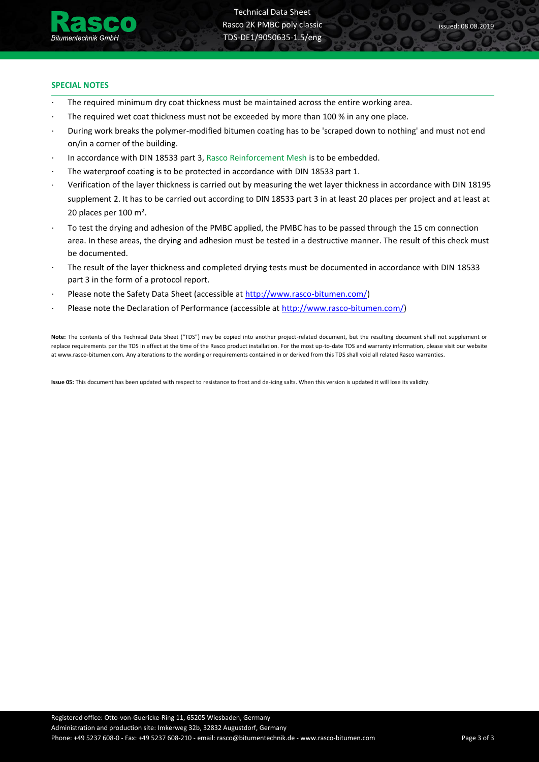## SPECIAL NOTES

- The required minimum dry coat thickness must be maintained across the entire working area.
- The required wet coat thickness must not be exceeded by more than 100 % in any one place.
- During work breaks the polymer-modified bitumen coating has to be 'scraped down to nothing' and must not end on/in a corner of the building.
- In accordance with DIN 18533 part 3, Rasco Reinforcement Mesh is to be embedded.
- The waterproof coating is to be protected in accordance with DIN 18533 part 1.
- Verification of the layer thickness is carried out by measuring the wet layer thickness in accordance with DIN 18195 supplement 2. It has to be carried out according to DIN 18533 part 3 in at least 20 places per project and at least at 20 places per 100 m².
- To test the drying and adhesion of the PMBC applied, the PMBC has to be passed through the 15 cm connection area. In these areas, the drying and adhesion must be tested in a destructive manner. The result of this check must be documented.
- The result of the layer thickness and completed drying tests must be documented in accordance with DIN 18533 part 3 in the form of a protocol report.
- Please note the Safety Data Sheet (accessible at http://www.rasco-bitumen.com/)
- Please note the Declaration of Performance (accessible at http://www.rasco-bitumen.com/)

**Note:** The contents of this Technical Data Sheet ("TDS") may be copied into another project-related document, but the resulting document shall not supplement or replace requirements per the TDS in effect at the time of the Rasco product installation. For the most up-to-date TDS and warranty information, please visit our website at www.rasco-bitumen.com. Any alterations to the wording or requirements contained in or derived from this TDS shall void all related Rasco warranties.

**Issue 05:** This document has been updated with respect to resistance to frost and de-icing salts. When this version is updated it will lose its validity.

Registered office: Otto-von-Guericke-Ring 11, 65205 Wiesbaden, Germany
Administration and production site: Imkerweg 32b, 32832 Augustdorf, Germany
Phone: +49 5237 608-0 - Fax: +49 5237 608-210 - email: rasco@bitumentechnik.de - www.rasco-bitumen.com